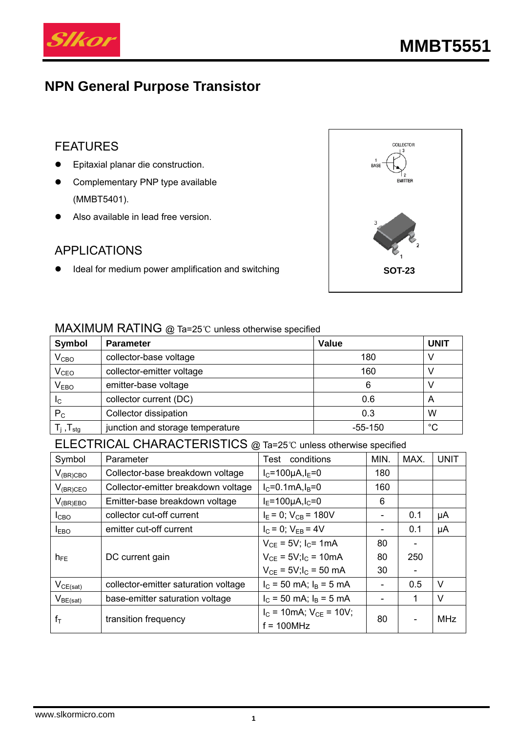# MMBT5551

## NPN General Purpose Transistor

### FEATURES

- Epitaxial planar die construction.
- Complementary PNP type available (MMBT5401).
- Also available in lead free version.

### APPLICATIONS

- Ideal for medium power amplification and switching

COLLECTOR 3, BASE 1, EMITTER 2

SOT-23

### MAXIMUM RATING @ Ta=25℃ unless otherwise specified

| Symbol | Parameter | Value | UNIT |
|---|---|---|---|
| $V_{CBO}$ | collector-base voltage | 180 | V |
| $V_{CEO}$ | collector-emitter voltage | 160 | V |
| $V_{EBO}$ | emitter-base voltage | 6 | V |
| $I_C$ | collector current (DC) | 0.6 | A |
| $P_C$ | Collector dissipation | 0.3 | W |
| $T_j$ ,$T_{stg}$ | junction and storage temperature | -55-150 | °C |

### ELECTRICAL CHARACTERISTICS @ Ta=25℃ unless otherwise specified

| Symbol | Parameter | Test conditions | MIN. | MAX. | UNIT |
|---|---|---|---|---|---|
| $V_{(BR)CBO}$ | Collector-base breakdown voltage | $I_C$=100μA,$I_E$=0 | 180 | | |
| $V_{(BR)CEO}$ | Collector-emitter breakdown voltage | $I_C$=0.1mA,$I_B$=0 | 160 | | |
| $V_{(BR)EBO}$ | Emitter-base breakdown voltage | $I_E$=100μA,$I_C$=0 | 6 | | |
| $I_{CBO}$ | collector cut-off current | $I_E$ = 0; $V_{CB}$ = 180V | - | 0.1 | μA |
| $I_{EBO}$ | emitter cut-off current | $I_C$ = 0; $V_{EB}$ = 4V | - | 0.1 | μA |
| $h_{FE}$ | DC current gain | $V_{CE}$ = 5V; $I_C$= 1mA | 80 | - | |
| | | $V_{CE}$ = 5V;$I_C$ = 10mA | 80 | 250 | |
| | | $V_{CE}$ = 5V;$I_C$ = 50 mA | 30 | - | |
| $V_{CE(sat)}$ | collector-emitter saturation voltage | $I_C$ = 50 mA; $I_B$ = 5 mA | - | 0.5 | V |
| $V_{BE(sat)}$ | base-emitter saturation voltage | $I_C$ = 50 mA; $I_B$ = 5 mA | - | 1 | V |
| $f_T$ | transition frequency | $I_C$ = 10mA; $V_{CE}$ = 10V; f = 100MHz | 80 | - | MHz |

www.slkormicro.com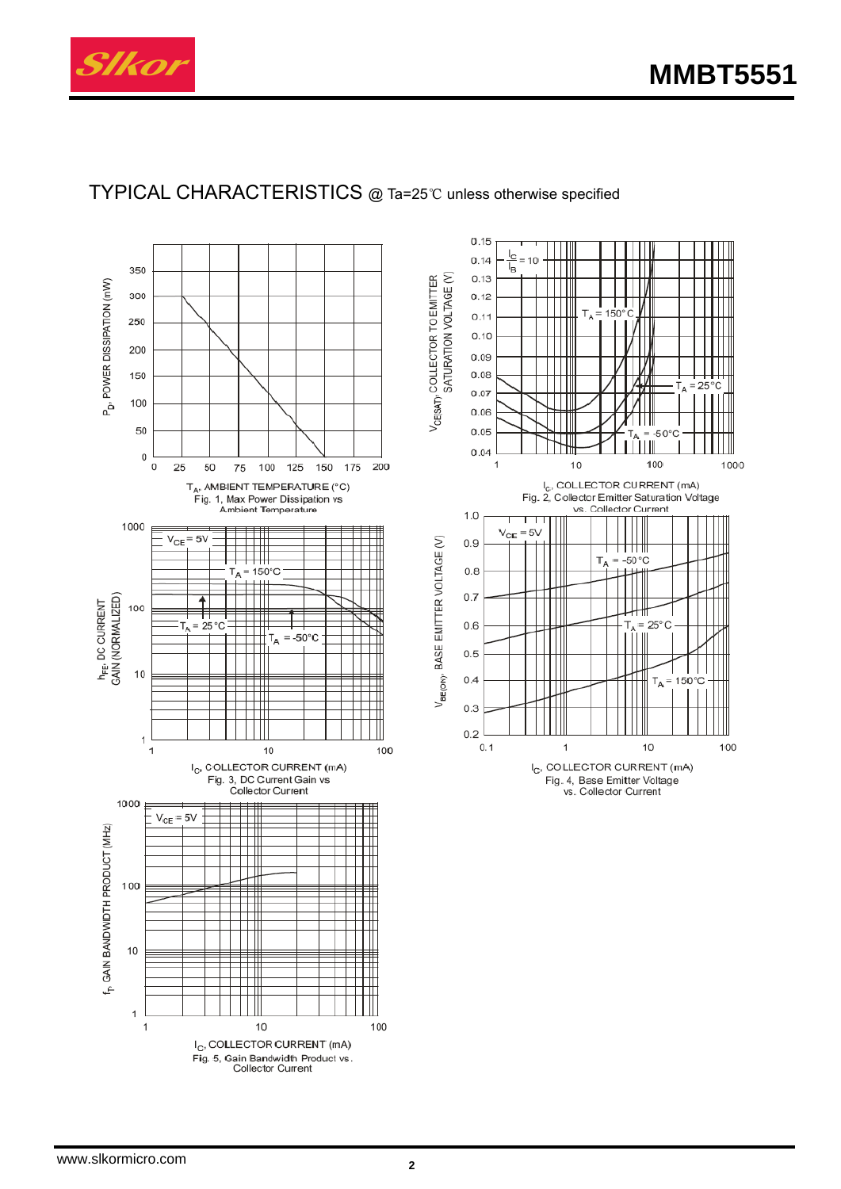## TYPICAL CHARACTERISTICS @ Ta=25℃ unless otherwise specified

Fig. 1, Max Power Dissipation vs Ambient Temperature

Fig. 2, Collector Emitter Saturation Voltage vs. Collector Current

Fig. 3, DC Current Gain vs Collector Current

Fig. 4, Base Emitter Voltage vs. Collector Current

Fig. 5, Gain Bandwidth Product vs. Collector Current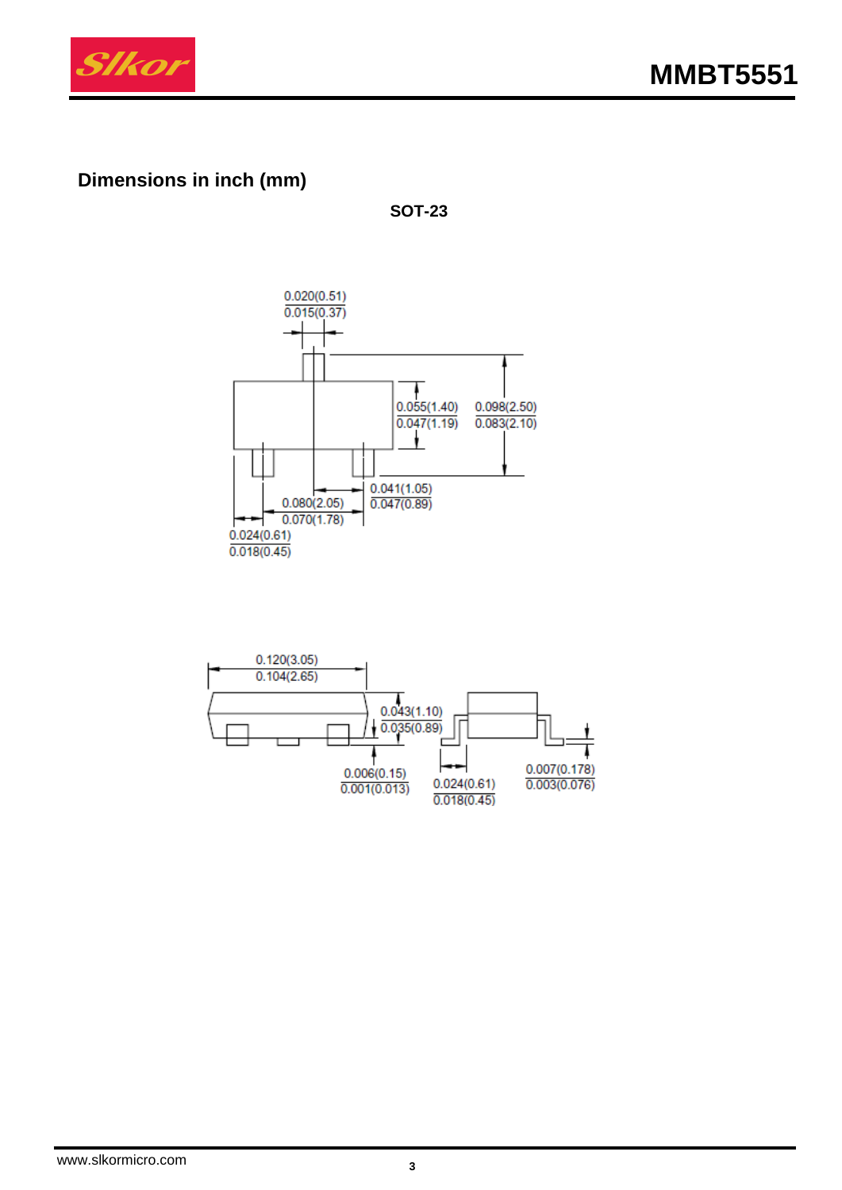## Dimensions in inch (mm)

**SOT-23**

0.020(0.51)
0.015(0.37)

0.055(1.40)
0.047(1.19)

0.098(2.50)
0.083(2.10)

0.041(1.05)
0.047(0.89)

0.080(2.05)
0.070(1.78)

0.024(0.61)
0.018(0.45)

0.120(3.05)
0.104(2.65)

0.043(1.10)
0.035(0.89)

0.006(0.15)
0.001(0.013)

0.024(0.61)
0.018(0.45)

0.007(0.178)
0.003(0.076)

www.slkormicro.com